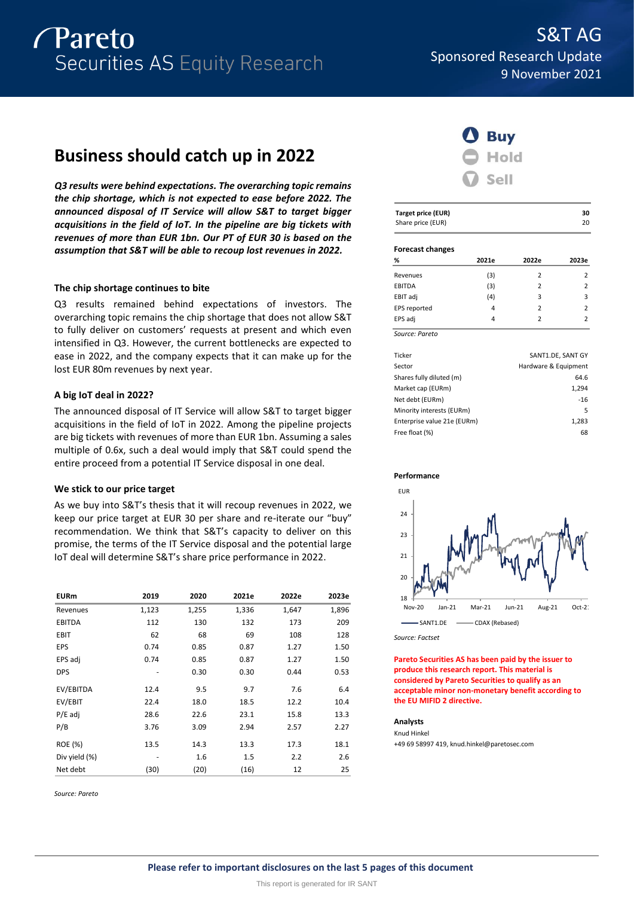# S&T AG

Sponsored Research Update

9 November 2021

## Business should catch up in 2022

***Q3 results were behind expectations. The overarching topic remains the chip shortage, which is not expected to ease before 2022. The announced disposal of IT Service will allow S&T to target bigger acquisitions in the field of IoT. In the pipeline are big tickets with revenues of more than EUR 1bn. Our PT of EUR 30 is based on the assumption that S&T will be able to recoup lost revenues in 2022.***

### The chip shortage continues to bite

Q3 results remained behind expectations of investors. The overarching topic remains the chip shortage that does not allow S&T to fully deliver on customers' requests at present and which even intensified in Q3. However, the current bottlenecks are expected to ease in 2022, and the company expects that it can make up for the lost EUR 80m revenues by next year.

### A big IoT deal in 2022?

The announced disposal of IT Service will allow S&T to target bigger acquisitions in the field of IoT in 2022. Among the pipeline projects are big tickets with revenues of more than EUR 1bn. Assuming a sales multiple of 0.6x, such a deal would imply that S&T could spend the entire proceed from a potential IT Service disposal in one deal.

### We stick to our price target

As we buy into S&T's thesis that it will recoup revenues in 2022, we keep our price target at EUR 30 per share and re-iterate our "buy" recommendation. We think that S&T's capacity to deliver on this promise, the terms of the IT Service disposal and the potential large IoT deal will determine S&T's share price performance in 2022.

| EURm | 2019 | 2020 | 2021e | 2022e | 2023e |
|---|---|---|---|---|---|
| Revenues | 1,123 | 1,255 | 1,336 | 1,647 | 1,896 |
| EBITDA | 112 | 130 | 132 | 173 | 209 |
| EBIT | 62 | 68 | 69 | 108 | 128 |
| EPS | 0.74 | 0.85 | 0.87 | 1.27 | 1.50 |
| EPS adj | 0.74 | 0.85 | 0.87 | 1.27 | 1.50 |
| DPS | - | 0.30 | 0.30 | 0.44 | 0.53 |
| EV/EBITDA | 12.4 | 9.5 | 9.7 | 7.6 | 6.4 |
| EV/EBIT | 22.4 | 18.0 | 18.5 | 12.2 | 10.4 |
| P/E adj | 28.6 | 22.6 | 23.1 | 15.8 | 13.3 |
| P/B | 3.76 | 3.09 | 2.94 | 2.57 | 2.27 |
| ROE (%) | 13.5 | 14.3 | 13.3 | 17.3 | 18.1 |
| Div yield (%) | - | 1.6 | 1.5 | 2.2 | 2.6 |
| Net debt | (30) | (20) | (16) | 12 | 25 |

*Source: Pareto*

**Buy** | Hold | Sell

| Target price (EUR) | 30 |
|---|---|
| Share price (EUR) | 20 |

**Forecast changes**

| % | 2021e | 2022e | 2023e |
|---|---|---|---|
| Revenues | (3) | 2 | 2 |
| EBITDA | (3) | 2 | 2 |
| EBIT adj | (4) | 3 | 3 |
| EPS reported | 4 | 2 | 2 |
| EPS adj | 4 | 2 | 2 |

*Source: Pareto*

| | |
|---|---|
| Ticker | SANT1.DE, SANT GY |
| Sector | Hardware & Equipment |
| Shares fully diluted (m) | 64.6 |
| Market cap (EURm) | 1,294 |
| Net debt (EURm) | -16 |
| Minority interests (EURm) | 5 |
| Enterprise value 21e (EURm) | 1,283 |
| Free float (%) | 68 |

**Performance**

*Source: Factset*

**Pareto Securities AS has been paid by the issuer to produce this research report. This material is considered by Pareto Securities to qualify as an acceptable minor non-monetary benefit according to the EU MIFID 2 directive.**

**Analysts**

Knud Hinkel

+49 69 58997 419, knud.hinkel@paretosec.com

**Please refer to important disclosures on the last 5 pages of this document**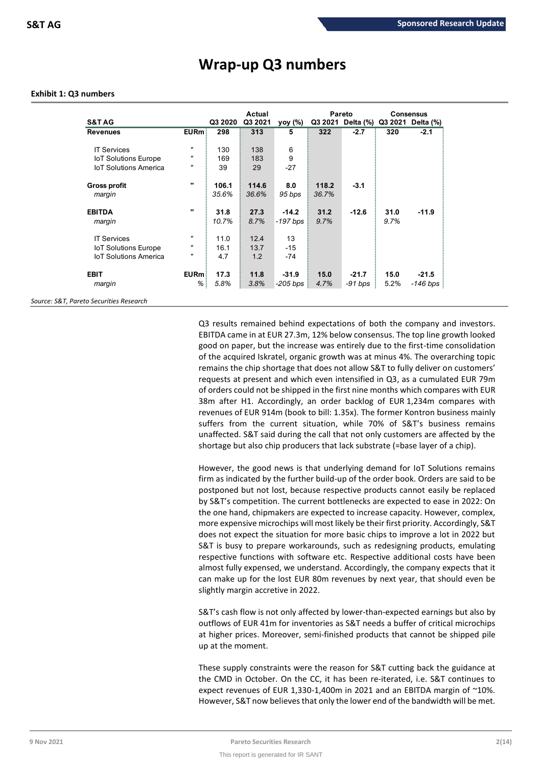# Wrap-up Q3 numbers

**Exhibit 1: Q3 numbers**

| S&T AG | | Q3 2020 | Actual Q3 2021 | yoy (%) | Pareto Q3 2021 | Pareto Delta (%) | Consensus Q3 2021 | Consensus Delta (%) |
|---|---|---|---|---|---|---|---|---|
| **Revenues** | **EURm** | **298** | **313** | **5** | **322** | **-2.7** | **320** | **-2.1** |
| IT Services | " | 130 | 138 | 6 | | | | |
| IoT Solutions Europe | " | 169 | 183 | 9 | | | | |
| IoT Solutions America | " | 39 | 29 | -27 | | | | |
| **Gross profit** | " | **106.1** | **114.6** | **8.0** | **118.2** | **-3.1** | | |
| *margin* | | *35.6%* | *36.6%* | *95 bps* | *36.7%* | | | |
| **EBITDA** | " | **31.8** | **27.3** | **-14.2** | **31.2** | **-12.6** | **31.0** | **-11.9** |
| *margin* | | *10.7%* | *8.7%* | *-197 bps* | *9.7%* | | *9.7%* | |
| IT Services | " | 11.0 | 12.4 | 13 | | | | |
| IoT Solutions Europe | " | 16.1 | 13.7 | -15 | | | | |
| IoT Solutions America | " | 4.7 | 1.2 | -74 | | | | |
| **EBIT** | **EURm** | **17.3** | **11.8** | **-31.9** | **15.0** | **-21.7** | **15.0** | **-21.5** |
| *margin* | *%* | *5.8%* | *3.8%* | *-205 bps* | *4.7%* | *-91 bps* | 5.2% | *-146 bps* |

*Source: S&T, Pareto Securities Research*

Q3 results remained behind expectations of both the company and investors. EBITDA came in at EUR 27.3m, 12% below consensus. The top line growth looked good on paper, but the increase was entirely due to the first-time consolidation of the acquired Iskratel, organic growth was at minus 4%. The overarching topic remains the chip shortage that does not allow S&T to fully deliver on customers' requests at present and which even intensified in Q3, as a cumulated EUR 79m of orders could not be shipped in the first nine months which compares with EUR 38m after H1. Accordingly, an order backlog of EUR 1,234m compares with revenues of EUR 914m (book to bill: 1.35x). The former Kontron business mainly suffers from the current situation, while 70% of S&T's business remains unaffected. S&T said during the call that not only customers are affected by the shortage but also chip producers that lack substrate (=base layer of a chip).

However, the good news is that underlying demand for IoT Solutions remains firm as indicated by the further build-up of the order book. Orders are said to be postponed but not lost, because respective products cannot easily be replaced by S&T's competition. The current bottlenecks are expected to ease in 2022: On the one hand, chipmakers are expected to increase capacity. However, complex, more expensive microchips will most likely be their first priority. Accordingly, S&T does not expect the situation for more basic chips to improve a lot in 2022 but S&T is busy to prepare workarounds, such as redesigning products, emulating respective functions with software etc. Respective additional costs have been almost fully expensed, we understand. Accordingly, the company expects that it can make up for the lost EUR 80m revenues by next year, that should even be slightly margin accretive in 2022.

S&T's cash flow is not only affected by lower-than-expected earnings but also by outflows of EUR 41m for inventories as S&T needs a buffer of critical microchips at higher prices. Moreover, semi-finished products that cannot be shipped pile up at the moment.

These supply constraints were the reason for S&T cutting back the guidance at the CMD in October. On the CC, it has been re-iterated, i.e. S&T continues to expect revenues of EUR 1,330-1,400m in 2021 and an EBITDA margin of ~10%. However, S&T now believes that only the lower end of the bandwidth will be met.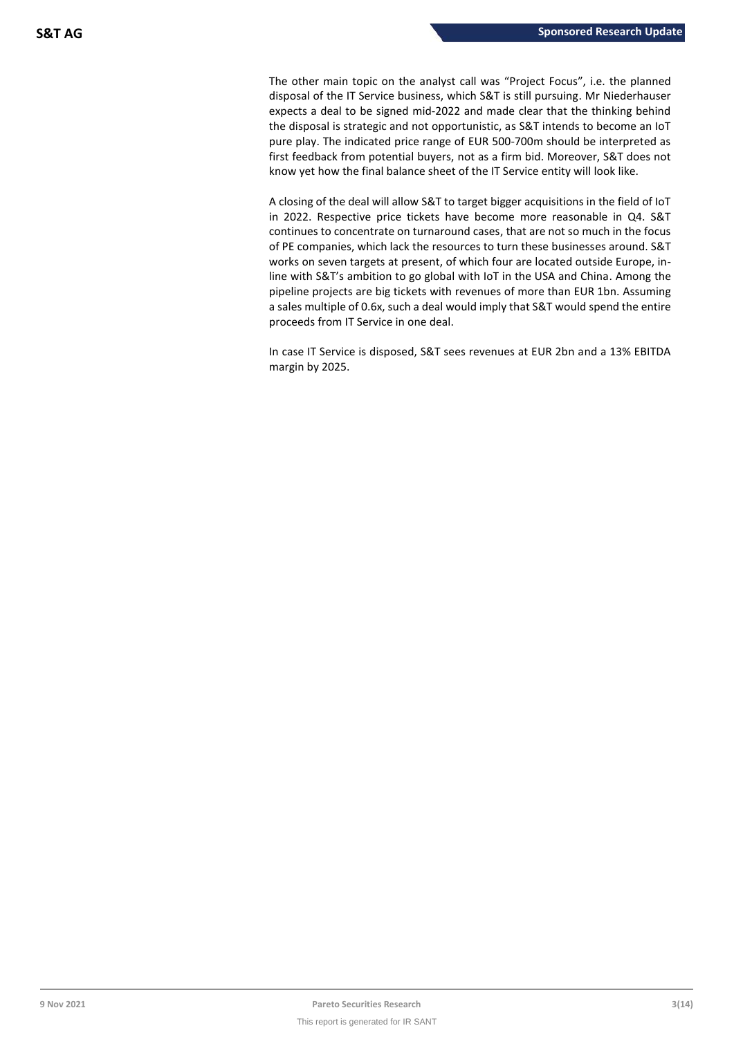The other main topic on the analyst call was "Project Focus", i.e. the planned disposal of the IT Service business, which S&T is still pursuing. Mr Niederhauser expects a deal to be signed mid-2022 and made clear that the thinking behind the disposal is strategic and not opportunistic, as S&T intends to become an IoT pure play. The indicated price range of EUR 500-700m should be interpreted as first feedback from potential buyers, not as a firm bid. Moreover, S&T does not know yet how the final balance sheet of the IT Service entity will look like.

A closing of the deal will allow S&T to target bigger acquisitions in the field of IoT in 2022. Respective price tickets have become more reasonable in Q4. S&T continues to concentrate on turnaround cases, that are not so much in the focus of PE companies, which lack the resources to turn these businesses around. S&T works on seven targets at present, of which four are located outside Europe, in-line with S&T's ambition to go global with IoT in the USA and China. Among the pipeline projects are big tickets with revenues of more than EUR 1bn. Assuming a sales multiple of 0.6x, such a deal would imply that S&T would spend the entire proceeds from IT Service in one deal.

In case IT Service is disposed, S&T sees revenues at EUR 2bn and a 13% EBITDA margin by 2025.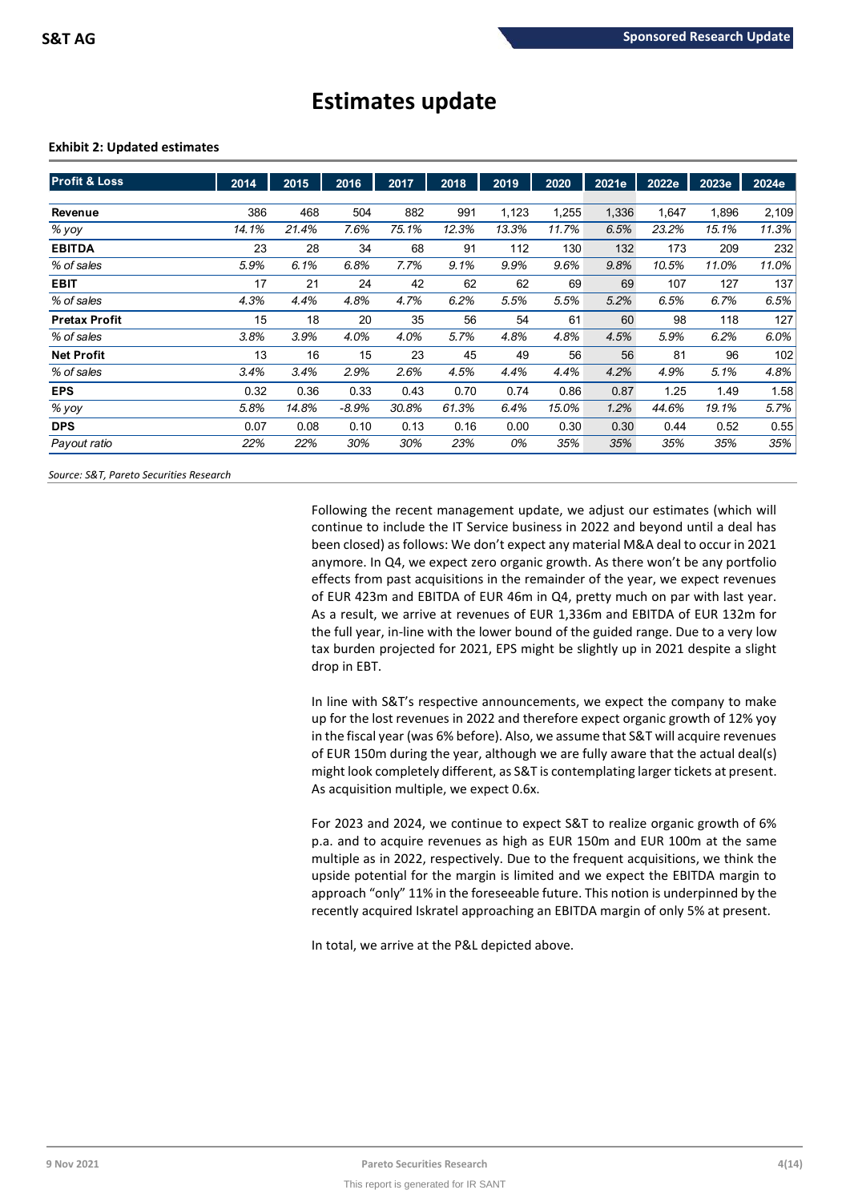# Estimates update

**Exhibit 2: Updated estimates**

| Profit & Loss | 2014 | 2015 | 2016 | 2017 | 2018 | 2019 | 2020 | 2021e | 2022e | 2023e | 2024e |
|---|---|---|---|---|---|---|---|---|---|---|---|
| **Revenue** | 386 | 468 | 504 | 882 | 991 | 1,123 | 1,255 | 1,336 | 1,647 | 1,896 | 2,109 |
| *% yoy* | *14.1%* | *21.4%* | *7.6%* | *75.1%* | *12.3%* | *13.3%* | *11.7%* | *6.5%* | *23.2%* | *15.1%* | *11.3%* |
| **EBITDA** | 23 | 28 | 34 | 68 | 91 | 112 | 130 | 132 | 173 | 209 | 232 |
| *% of sales* | *5.9%* | *6.1%* | *6.8%* | *7.7%* | *9.1%* | *9.9%* | *9.6%* | *9.8%* | *10.5%* | *11.0%* | *11.0%* |
| **EBIT** | 17 | 21 | 24 | 42 | 62 | 62 | 69 | 69 | 107 | 127 | 137 |
| *% of sales* | *4.3%* | *4.4%* | *4.8%* | *4.7%* | *6.2%* | *5.5%* | *5.5%* | *5.2%* | *6.5%* | *6.7%* | *6.5%* |
| **Pretax Profit** | 15 | 18 | 20 | 35 | 56 | 54 | 61 | 60 | 98 | 118 | 127 |
| *% of sales* | *3.8%* | *3.9%* | *4.0%* | *4.0%* | *5.7%* | *4.8%* | *4.8%* | *4.5%* | *5.9%* | *6.2%* | *6.0%* |
| **Net Profit** | 13 | 16 | 15 | 23 | 45 | 49 | 56 | 56 | 81 | 96 | 102 |
| *% of sales* | *3.4%* | *3.4%* | *2.9%* | *2.6%* | *4.5%* | *4.4%* | *4.4%* | *4.2%* | *4.9%* | *5.1%* | *4.8%* |
| **EPS** | 0.32 | 0.36 | 0.33 | 0.43 | 0.70 | 0.74 | 0.86 | 0.87 | 1.25 | 1.49 | 1.58 |
| *% yoy* | *5.8%* | *14.8%* | *-8.9%* | *30.8%* | *61.3%* | *6.4%* | *15.0%* | *1.2%* | *44.6%* | *19.1%* | *5.7%* |
| **DPS** | 0.07 | 0.08 | 0.10 | 0.13 | 0.16 | 0.00 | 0.30 | 0.30 | 0.44 | 0.52 | 0.55 |
| *Payout ratio* | *22%* | *22%* | *30%* | *30%* | *23%* | *0%* | *35%* | *35%* | *35%* | *35%* | *35%* |

*Source: S&T, Pareto Securities Research*

Following the recent management update, we adjust our estimates (which will continue to include the IT Service business in 2022 and beyond until a deal has been closed) as follows: We don't expect any material M&A deal to occur in 2021 anymore. In Q4, we expect zero organic growth. As there won't be any portfolio effects from past acquisitions in the remainder of the year, we expect revenues of EUR 423m and EBITDA of EUR 46m in Q4, pretty much on par with last year. As a result, we arrive at revenues of EUR 1,336m and EBITDA of EUR 132m for the full year, in-line with the lower bound of the guided range. Due to a very low tax burden projected for 2021, EPS might be slightly up in 2021 despite a slight drop in EBT.

In line with S&T's respective announcements, we expect the company to make up for the lost revenues in 2022 and therefore expect organic growth of 12% yoy in the fiscal year (was 6% before). Also, we assume that S&T will acquire revenues of EUR 150m during the year, although we are fully aware that the actual deal(s) might look completely different, as S&T is contemplating larger tickets at present. As acquisition multiple, we expect 0.6x.

For 2023 and 2024, we continue to expect S&T to realize organic growth of 6% p.a. and to acquire revenues as high as EUR 150m and EUR 100m at the same multiple as in 2022, respectively. Due to the frequent acquisitions, we think the upside potential for the margin is limited and we expect the EBITDA margin to approach "only" 11% in the foreseeable future. This notion is underpinned by the recently acquired Iskratel approaching an EBITDA margin of only 5% at present.

In total, we arrive at the P&L depicted above.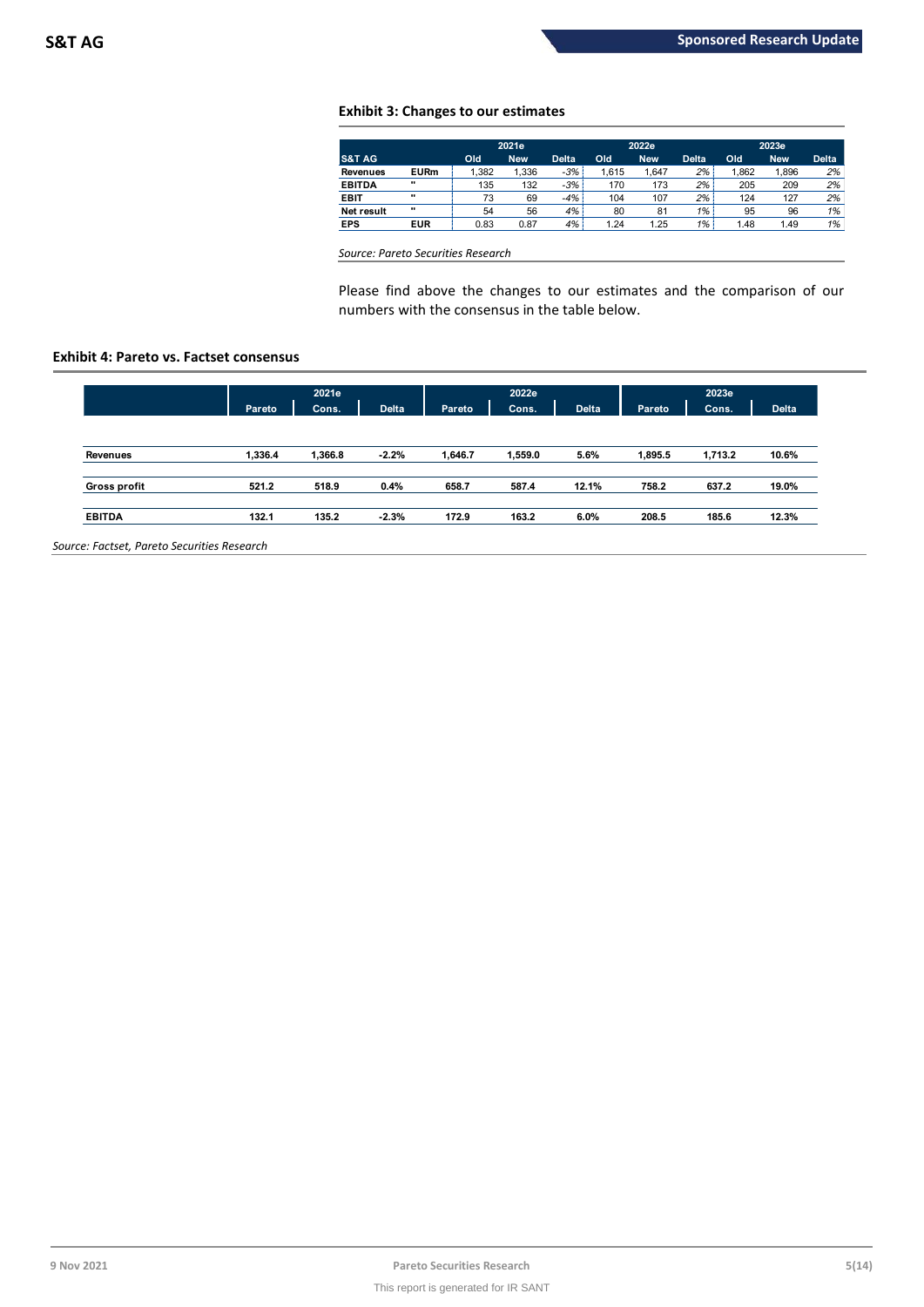### Exhibit 3: Changes to our estimates

| S&T AG | | 2021e Old | 2021e New | 2021e Delta | 2022e Old | 2022e New | 2022e Delta | 2023e Old | 2023e New | 2023e Delta |
|---|---|---|---|---|---|---|---|---|---|---|
| Revenues | EURm | 1,382 | 1,336 | -3% | 1,615 | 1,647 | 2% | 1,862 | 1,896 | 2% |
| EBITDA | " | 135 | 132 | -3% | 170 | 173 | 2% | 205 | 209 | 2% |
| EBIT | " | 73 | 69 | -4% | 104 | 107 | 2% | 124 | 127 | 2% |
| Net result | " | 54 | 56 | 4% | 80 | 81 | 1% | 95 | 96 | 1% |
| EPS | EUR | 0.83 | 0.87 | 4% | 1.24 | 1.25 | 1% | 1.48 | 1.49 | 1% |

*Source: Pareto Securities Research*

Please find above the changes to our estimates and the comparison of our numbers with the consensus in the table below.

### Exhibit 4: Pareto vs. Factset consensus

| | 2021e Pareto | 2021e Cons. | 2021e Delta | 2022e Pareto | 2022e Cons. | 2022e Delta | 2023e Pareto | 2023e Cons. | 2023e Delta |
|---|---|---|---|---|---|---|---|---|---|
| **Revenues** | **1,336.4** | **1,366.8** | **-2.2%** | **1,646.7** | **1,559.0** | **5.6%** | **1,895.5** | **1,713.2** | **10.6%** |
| **Gross profit** | **521.2** | **518.9** | **0.4%** | **658.7** | **587.4** | **12.1%** | **758.2** | **637.2** | **19.0%** |
| **EBITDA** | **132.1** | **135.2** | **-2.3%** | **172.9** | **163.2** | **6.0%** | **208.5** | **185.6** | **12.3%** |

*Source: Factset, Pareto Securities Research*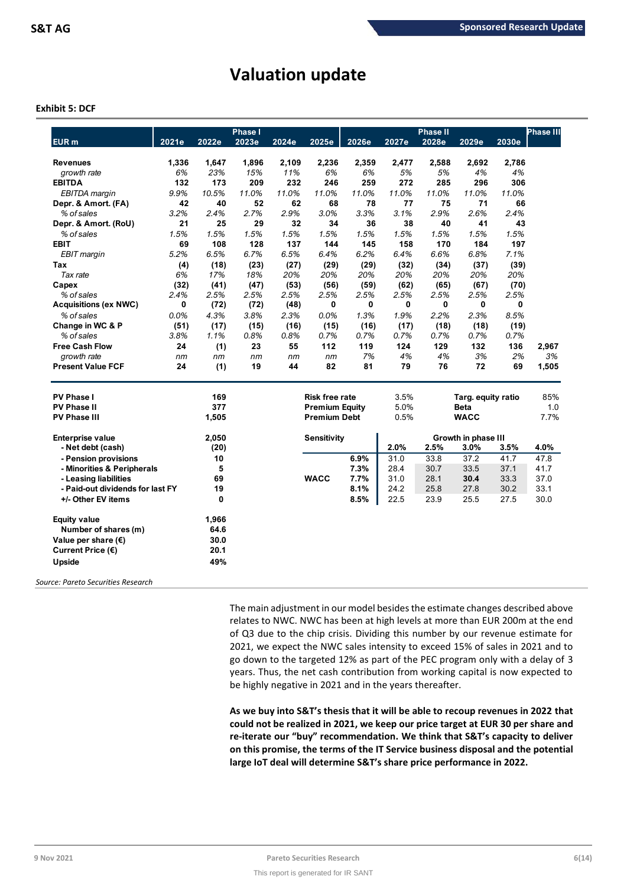# Valuation update

**Exhibit 5: DCF**

| EUR m | 2021e | 2022e | Phase I 2023e | 2024e | 2025e | 2026e | 2027e | Phase II 2028e | 2029e | 2030e | Phase III |
|---|---|---|---|---|---|---|---|---|---|---|---|
| **Revenues** | 1,336 | 1,647 | 1,896 | 2,109 | 2,236 | 2,359 | 2,477 | 2,588 | 2,692 | 2,786 | |
| *growth rate* | 6% | 23% | 15% | 11% | 6% | 6% | 5% | 5% | 4% | 4% | |
| **EBITDA** | 132 | 173 | 209 | 232 | 246 | 259 | 272 | 285 | 296 | 306 | |
| *EBITDA margin* | 9.9% | 10.5% | 11.0% | 11.0% | 11.0% | 11.0% | 11.0% | 11.0% | 11.0% | 11.0% | |
| **Depr. & Amort. (FA)** | 42 | 40 | 52 | 62 | 68 | 78 | 77 | 75 | 71 | 66 | |
| *% of sales* | 3.2% | 2.4% | 2.7% | 2.9% | 3.0% | 3.3% | 3.1% | 2.9% | 2.6% | 2.4% | |
| **Depr. & Amort. (RoU)** | 21 | 25 | 29 | 32 | 34 | 36 | 38 | 40 | 41 | 43 | |
| *% of sales* | 1.5% | 1.5% | 1.5% | 1.5% | 1.5% | 1.5% | 1.5% | 1.5% | 1.5% | 1.5% | |
| **EBIT** | 69 | 108 | 128 | 137 | 144 | 145 | 158 | 170 | 184 | 197 | |
| *EBIT margin* | 5.2% | 6.5% | 6.7% | 6.5% | 6.4% | 6.2% | 6.4% | 6.6% | 6.8% | 7.1% | |
| **Tax** | (4) | (18) | (23) | (27) | (29) | (29) | (32) | (34) | (37) | (39) | |
| *Tax rate* | 6% | 17% | 18% | 20% | 20% | 20% | 20% | 20% | 20% | 20% | |
| **Capex** | (32) | (41) | (47) | (53) | (56) | (59) | (62) | (65) | (67) | (70) | |
| *% of sales* | 2.4% | 2.5% | 2.5% | 2.5% | 2.5% | 2.5% | 2.5% | 2.5% | 2.5% | 2.5% | |
| **Acquisitions (ex NWC)** | 0 | (72) | (72) | (48) | 0 | 0 | 0 | 0 | 0 | 0 | |
| *% of sales* | 0.0% | 4.3% | 3.8% | 2.3% | 0.0% | 1.3% | 1.9% | 2.2% | 2.3% | 8.5% | |
| **Change in WC & P** | (51) | (17) | (15) | (16) | (15) | (16) | (17) | (18) | (18) | (19) | |
| *% of sales* | 3.8% | 1.1% | 0.8% | 0.8% | 0.7% | 0.7% | 0.7% | 0.7% | 0.7% | 0.7% | |
| **Free Cash Flow** | 24 | (1) | 23 | 55 | 112 | 119 | 124 | 129 | 132 | 136 | 2,967 |
| *growth rate* | nm | nm | nm | nm | nm | 7% | 4% | 4% | 3% | 2% | 3% |
| **Present Value FCF** | 24 | (1) | 19 | 44 | 82 | 81 | 79 | 76 | 72 | 69 | 1,505 |

| | |
|---|---|
| **PV Phase I** | 169 |
| **PV Phase II** | 377 |
| **PV Phase III** | 1,505 |
| | |
| **Enterprise value** | 2,050 |
| - Net debt (cash) | (20) |
| - Pension provisions | 10 |
| - Minorities & Peripherals | 5 |
| - Leasing liabilities | 69 |
| - Paid-out dividends for last FY | 19 |
| +/- Other EV items | 0 |
| | |
| **Equity value** | 1,966 |
| Number of shares (m) | 64.6 |
| **Value per share (€)** | 30.0 |
| **Current Price (€)** | 20.1 |
| **Upside** | 49% |

| | | | |
|---|---|---|---|
| **Risk free rate** | 3.5% | **Targ. equity ratio** | 85% |
| **Premium Equity** | 5.0% | **Beta** | 1.0 |
| **Premium Debt** | 0.5% | **WACC** | 7.7% |

| Sensitivity | | Growth in phase III 2.0% | 2.5% | 3.0% | 3.5% | 4.0% |
|---|---|---|---|---|---|---|
| | 6.9% | 31.0 | 33.8 | 37.2 | 41.7 | 47.8 |
| | 7.3% | 28.4 | 30.7 | 33.5 | 37.1 | 41.7 |
| **WACC** | 7.7% | 31.0 | 28.1 | **30.4** | 33.3 | 37.0 |
| | 8.1% | 24.2 | 25.8 | 27.8 | 30.2 | 33.1 |
| | 8.5% | 22.5 | 23.9 | 25.5 | 27.5 | 30.0 |

*Source: Pareto Securities Research*

The main adjustment in our model besides the estimate changes described above relates to NWC. NWC has been at high levels at more than EUR 200m at the end of Q3 due to the chip crisis. Dividing this number by our revenue estimate for 2021, we expect the NWC sales intensity to exceed 15% of sales in 2021 and to go down to the targeted 12% as part of the PEC program only with a delay of 3 years. Thus, the net cash contribution from working capital is now expected to be highly negative in 2021 and in the years thereafter.

**As we buy into S&T's thesis that it will be able to recoup revenues in 2022 that could not be realized in 2021, we keep our price target at EUR 30 per share and re-iterate our "buy" recommendation. We think that S&T's capacity to deliver on this promise, the terms of the IT Service business disposal and the potential large IoT deal will determine S&T's share price performance in 2022.**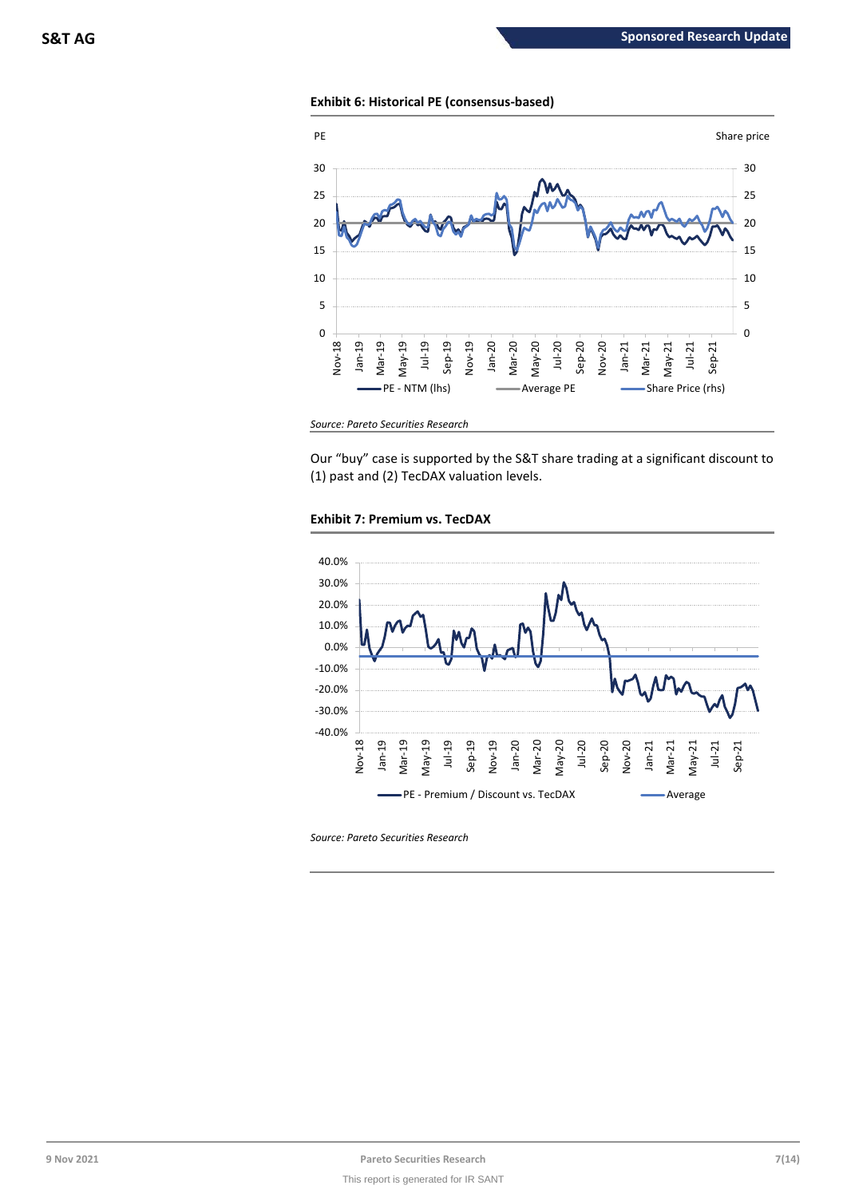**Exhibit 6: Historical PE (consensus-based)**

*Source: Pareto Securities Research*

Our "buy" case is supported by the S&T share trading at a significant discount to (1) past and (2) TecDAX valuation levels.

**Exhibit 7: Premium vs. TecDAX**

*Source: Pareto Securities Research*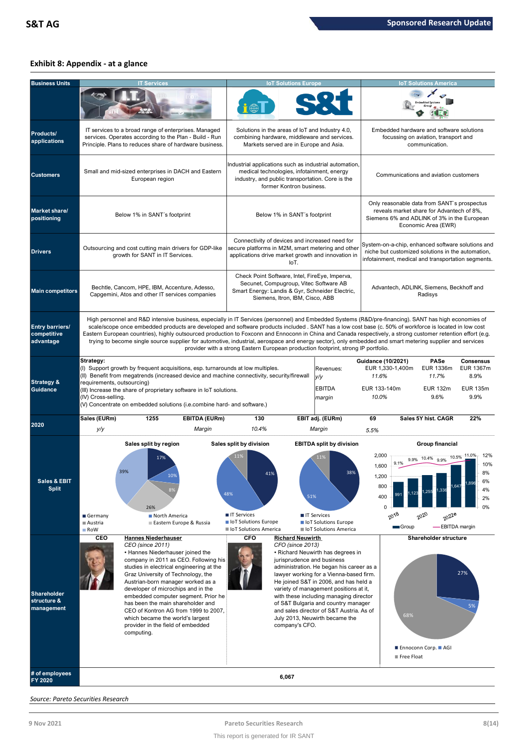## Exhibit 8: Appendix - at a glance

| Business Units | IT Services | IoT Solutions Europe | IoT Solutions America |
|---|---|---|---|
| Products/ applications | IT services to a broad range of enterprises. Managed services. Operates according to the Plan - Build - Run Principle. Plans to reduces share of hardware business. | Solutions in the areas of IoT and Industry 4.0, combining hardware, middleware and services. Markets served are in Europe and Asia. | Embedded hardware and software solutions focussing on aviation, transport and communication. |
| Customers | Small and mid-sized enterprises in DACH and Eastern European region | Industrial applications such as industrial automation, medical technologies, infotainment, energy industry, and public transportation. Core is the former Kontron business. | Communications and aviation customers |
| Market share/ positioning | Below 1% in SANT´s footprint | Below 1% in SANT´s footprint | Only reasonable data from SANT´s prospectus reveals market share for Advantech of 8%, Siemens 6% and ADLINK of 3% in the European Economic Area (EWR) |
| Drivers | Outsourcing and cost cutting main drivers for GDP-like growth for SANT in IT Services. | Connectivity of devices and increased need for secure platforms in M2M, smart metering and other applications drive market growth and innovation in IoT. | System-on-a-chip, enhanced software solutions and niche but customized solutions in the automation, infotainment, medical and transportation segments. |
| Main competitors | Bechtle, Cancom, HPE, IBM, Accenture, Adesso, Capgemini, Atos and other IT services companies | Check Point Software, Intel, FireEye, Imperva, Secunet, Compugroup, Vitec Software AB Smart Energy: Landis & Gyr, Schneider Electric, Siemens, Itron, IBM, Cisco, ABB | Advantech, ADLINK, Siemens, Beckhoff and Radisys |

**Entry barriers/ competitive advantage**

High personnel and R&D intensive business, especially in IT Services (personnel) and Embedded Systems (R&D/pre-financing). SANT has high economies of scale/scope once embedded products are developed and software products included . SANT has a low cost base (c. 50% of workforce is located in low cost Eastern European countries), highly outsourced production to Foxconn and Ennoconn in China and Canada respectively, a strong customer retention effort (e.g. trying to become single source supplier for automotive, industrial, aerospace and energy sector), only embedded and smart metering supplier and services provider with a strong Eastern European production footprint, strong IP portfolio.

**Strategy & Guidance**

**Strategy:**
(I) Support growth by frequent acquisitions, esp. turnarounds at low multiples.
(II) Benefit from megatrends (increased device and machine connectivity, security/firewall requirements, outsourcing)
(III) Increase the share of proprietary software in IoT solutions.
(IV) Cross-selling.
(V) Concentrate on embedded solutions (i.e.combine hard- and software.)

| | Guidance (10/2021) | PASe | Consensus |
|---|---|---|---|
| Revenues: | EUR 1,330-1,400m | EUR 1336m | EUR 1367m |
| *y/y* | *11.6%* | *11.7%* | 8.9% |
| EBITDA | EUR 133-140m | EUR 132m | EUR 135m |
| *margin* | *10.0%* | 9.6% | 9.9% |

**2020**

| Sales (EURm) | 1255 | EBITDA (EURm) | 130 | EBIT adj. (EURm) | 69 | Sales 5Y hist. CAGR | 22% |
|---|---|---|---|---|---|---|---|
| *y/y* | | *Margin* | *10.4%* | *Margin* | *5.5%* | | |

**Sales & EBIT Split**

Sales split by region: Germany 39%, North America 17%, Austria 10%, Eastern Europe & Russia 8%, RoW 26%

Sales split by division: IT Services 41%, IoT Solutions Europe 48%, IoT Solutions America 11%

EBITDA split by division: IT Services 38%, IoT Solutions Europe 51%, IoT Solutions America 11%

Group financial:

| | 2018 | 2019 | 2020 | 2021e | 2022e | 2023e |
|---|---|---|---|---|---|---|
| Group | 991 | 1,123 | 1,255 | 1,336 | 1,647 | 1,896 |
| EBITDA margin | 9.1% | 9.9% | 10.4% | 9.9% | 10.5% | 11.0% |

**Shareholder structure & management**

**CEO** — **Hannes Niederhauser**
*CEO (since 2011)*
• Hannes Niederhauser joined the company in 2011 as CEO. Following his studies in electrical engineering at the Graz University of Technology, the Austrian-born manager worked as a developer of microchips and in the embedded computer segment. Prior he has been the main shareholder and CEO of Kontron AG from 1999 to 2007, which became the world's largest provider in the field of embedded computing.

**CFO** — **Richard Neuwirth**
*CFO (since 2013)*
• Richard Neuwirth has degrees in jurisprudence and business administration. He began his career as a lawyer working for a Vienna-based firm. He joined S&T in 2006, and has held a variety of management positions at it, with these including managing director of S&T Bulgaria and country manager and sales director of S&T Austria. As of July 2013, Neuwirth became the company's CFO.

Shareholder structure: Ennoconn Corp. 27%, AGI 5%, Free Float 68%

**# of employees FY 2020:** 6,067

*Source: Pareto Securities Research*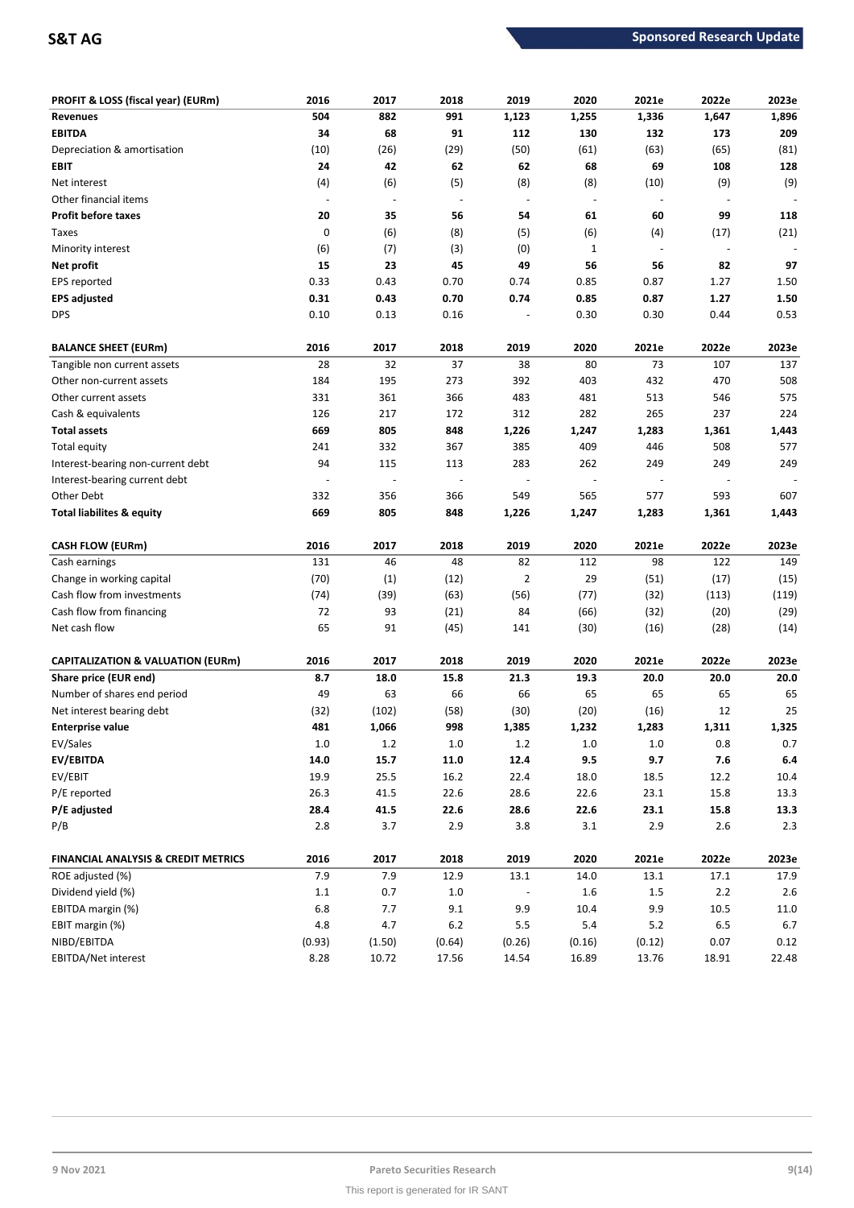| PROFIT & LOSS (fiscal year) (EURm) | 2016 | 2017 | 2018 | 2019 | 2020 | 2021e | 2022e | 2023e |
|---|---|---|---|---|---|---|---|---|
| **Revenues** | **504** | **882** | **991** | **1,123** | **1,255** | **1,336** | **1,647** | **1,896** |
| **EBITDA** | **34** | **68** | **91** | **112** | **130** | **132** | **173** | **209** |
| Depreciation & amortisation | (10) | (26) | (29) | (50) | (61) | (63) | (65) | (81) |
| **EBIT** | **24** | **42** | **62** | **62** | **68** | **69** | **108** | **128** |
| Net interest | (4) | (6) | (5) | (8) | (8) | (10) | (9) | (9) |
| Other financial items | - | - | - | - | - | - | - | - |
| **Profit before taxes** | **20** | **35** | **56** | **54** | **61** | **60** | **99** | **118** |
| Taxes | 0 | (6) | (8) | (5) | (6) | (4) | (17) | (21) |
| Minority interest | (6) | (7) | (3) | (0) | 1 | - | - | - |
| **Net profit** | **15** | **23** | **45** | **49** | **56** | **56** | **82** | **97** |
| EPS reported | 0.33 | 0.43 | 0.70 | 0.74 | 0.85 | 0.87 | 1.27 | 1.50 |
| **EPS adjusted** | **0.31** | **0.43** | **0.70** | **0.74** | **0.85** | **0.87** | **1.27** | **1.50** |
| DPS | 0.10 | 0.13 | 0.16 | - | 0.30 | 0.30 | 0.44 | 0.53 |

| BALANCE SHEET (EURm) | 2016 | 2017 | 2018 | 2019 | 2020 | 2021e | 2022e | 2023e |
|---|---|---|---|---|---|---|---|---|
| Tangible non current assets | 28 | 32 | 37 | 38 | 80 | 73 | 107 | 137 |
| Other non-current assets | 184 | 195 | 273 | 392 | 403 | 432 | 470 | 508 |
| Other current assets | 331 | 361 | 366 | 483 | 481 | 513 | 546 | 575 |
| Cash & equivalents | 126 | 217 | 172 | 312 | 282 | 265 | 237 | 224 |
| **Total assets** | **669** | **805** | **848** | **1,226** | **1,247** | **1,283** | **1,361** | **1,443** |
| Total equity | 241 | 332 | 367 | 385 | 409 | 446 | 508 | 577 |
| Interest-bearing non-current debt | 94 | 115 | 113 | 283 | 262 | 249 | 249 | 249 |
| Interest-bearing current debt | - | - | - | - | - | - | - | - |
| Other Debt | 332 | 356 | 366 | 549 | 565 | 577 | 593 | 607 |
| **Total liabilites & equity** | **669** | **805** | **848** | **1,226** | **1,247** | **1,283** | **1,361** | **1,443** |

| CASH FLOW (EURm) | 2016 | 2017 | 2018 | 2019 | 2020 | 2021e | 2022e | 2023e |
|---|---|---|---|---|---|---|---|---|
| Cash earnings | 131 | 46 | 48 | 82 | 112 | 98 | 122 | 149 |
| Change in working capital | (70) | (1) | (12) | 2 | 29 | (51) | (17) | (15) |
| Cash flow from investments | (74) | (39) | (63) | (56) | (77) | (32) | (113) | (119) |
| Cash flow from financing | 72 | 93 | (21) | 84 | (66) | (32) | (20) | (29) |
| Net cash flow | 65 | 91 | (45) | 141 | (30) | (16) | (28) | (14) |

| CAPITALIZATION & VALUATION (EURm) | 2016 | 2017 | 2018 | 2019 | 2020 | 2021e | 2022e | 2023e |
|---|---|---|---|---|---|---|---|---|
| **Share price (EUR end)** | **8.7** | **18.0** | **15.8** | **21.3** | **19.3** | **20.0** | **20.0** | **20.0** |
| Number of shares end period | 49 | 63 | 66 | 66 | 65 | 65 | 65 | 65 |
| Net interest bearing debt | (32) | (102) | (58) | (30) | (20) | (16) | 12 | 25 |
| **Enterprise value** | **481** | **1,066** | **998** | **1,385** | **1,232** | **1,283** | **1,311** | **1,325** |
| EV/Sales | 1.0 | 1.2 | 1.0 | 1.2 | 1.0 | 1.0 | 0.8 | 0.7 |
| **EV/EBITDA** | **14.0** | **15.7** | **11.0** | **12.4** | **9.5** | **9.7** | **7.6** | **6.4** |
| EV/EBIT | 19.9 | 25.5 | 16.2 | 22.4 | 18.0 | 18.5 | 12.2 | 10.4 |
| P/E reported | 26.3 | 41.5 | 22.6 | 28.6 | 22.6 | 23.1 | 15.8 | 13.3 |
| **P/E adjusted** | **28.4** | **41.5** | **22.6** | **28.6** | **22.6** | **23.1** | **15.8** | **13.3** |
| P/B | 2.8 | 3.7 | 2.9 | 3.8 | 3.1 | 2.9 | 2.6 | 2.3 |

| FINANCIAL ANALYSIS & CREDIT METRICS | 2016 | 2017 | 2018 | 2019 | 2020 | 2021e | 2022e | 2023e |
|---|---|---|---|---|---|---|---|---|
| ROE adjusted (%) | 7.9 | 7.9 | 12.9 | 13.1 | 14.0 | 13.1 | 17.1 | 17.9 |
| Dividend yield (%) | 1.1 | 0.7 | 1.0 | - | 1.6 | 1.5 | 2.2 | 2.6 |
| EBITDA margin (%) | 6.8 | 7.7 | 9.1 | 9.9 | 10.4 | 9.9 | 10.5 | 11.0 |
| EBIT margin (%) | 4.8 | 4.7 | 6.2 | 5.5 | 5.4 | 5.2 | 6.5 | 6.7 |
| NIBD/EBITDA | (0.93) | (1.50) | (0.64) | (0.26) | (0.16) | (0.12) | 0.07 | 0.12 |
| EBITDA/Net interest | 8.28 | 10.72 | 17.56 | 14.54 | 16.89 | 13.76 | 18.91 | 22.48 |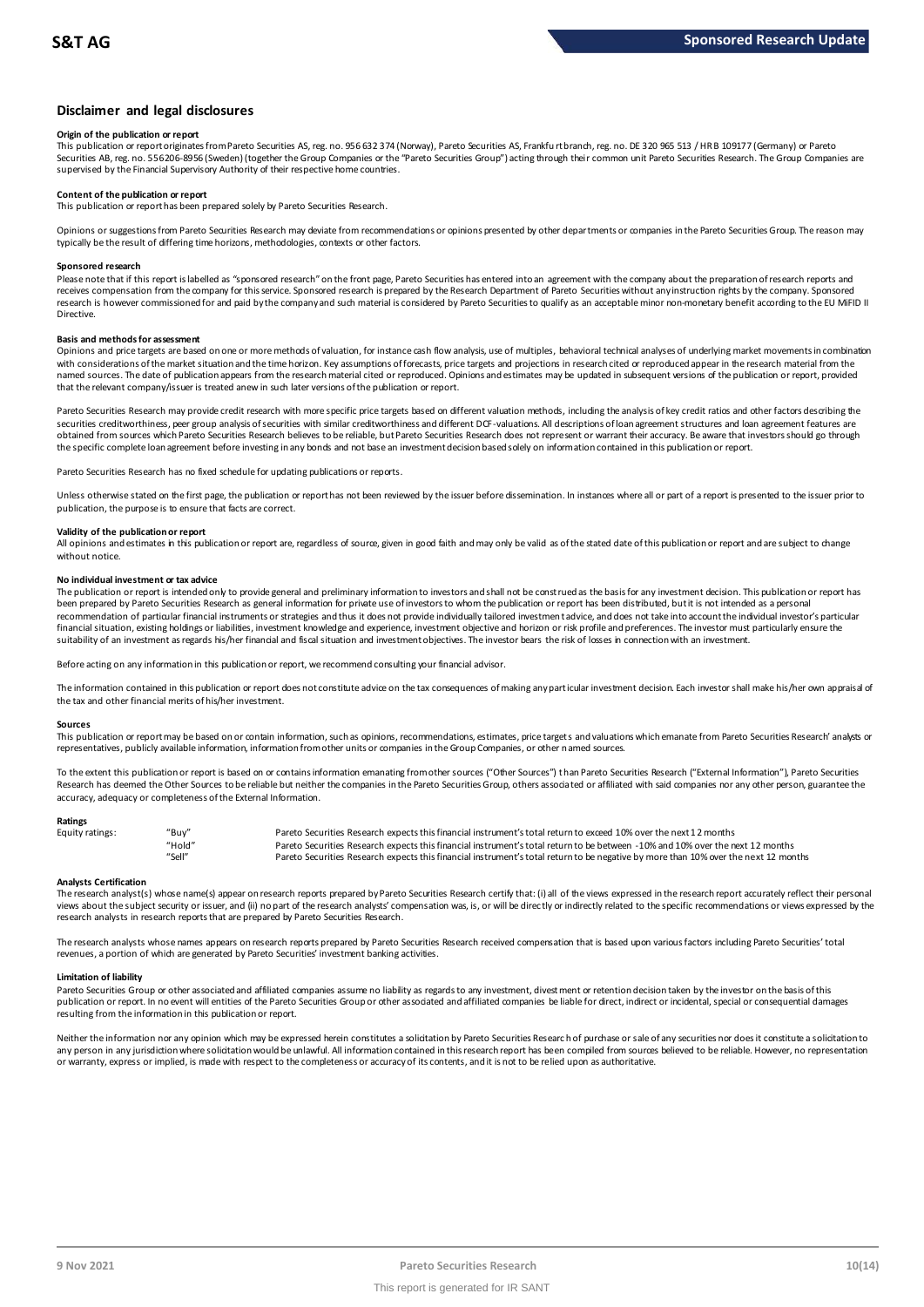## Disclaimer and legal disclosures

**Origin of the publication or report**

This publication or report originates from Pareto Securities AS, reg. no. 956 632 374 (Norway), Pareto Securities AS, Frankfurt branch, reg. no. DE 320 965 513 / HR B 109177 (Germany) or Pareto Securities AB, reg. no. 556206-8956 (Sweden) (together the Group Companies or the "Pareto Securities Group") acting through their common unit Pareto Securities Research. The Group Companies are supervised by the Financial Supervisory Authority of their respective home countries.

**Content of the publication or report**

This publication or report has been prepared solely by Pareto Securities Research.

Opinions or suggestions from Pareto Securities Research may deviate from recommendations or opinions presented by other departments or companies in the Pareto Securities Group. The reason may typically be the result of differing time horizons, methodologies, contexts or other factors.

**Sponsored research**

Please note that if this report is labelled as "sponsored research" on the front page, Pareto Securities has entered into an agreement with the company about the preparation of research reports and receives compensation from the company for this service. Sponsored research is prepared by the Research Department of Pareto Securities without any instruction rights by the company. Sponsored research is however commissioned for and paid by the company and such material is considered by Pareto Securities to qualify as an acceptable minor non-monetary benefit according to the EU MiFID II Directive.

**Basis and methods for assessment**

Opinions and price targets are based on one or more methods of valuation, for instance cash flow analysis, use of multiples, behavioral technical analyses of underlying market movements in combination with considerations of the market situation and the time horizon. Key assumptions of forecasts, price targets and projections in research cited or reproduced appear in the research material from the named sources. The date of publication appears from the research material cited or reproduced. Opinions and estimates may be updated in subsequent versions of the publication or report, provided that the relevant company/issuer is treated anew in such later versions of the publication or report.

Pareto Securities Research may provide credit research with more specific price targets based on different valuation methods, including the analysis of key credit ratios and other factors describing the securities creditworthiness, peer group analysis of securities with similar creditworthiness and different DCF-valuations. All descriptions of loan agreement structures and loan agreement features are obtained from sources which Pareto Securities Research believes to be reliable, but Pareto Securities Research does not represent or warrant their accuracy. Be aware that investors should go through the specific complete loan agreement before investing in any bonds and not base an investment decision based solely on information contained in this publication or report.

Pareto Securities Research has no fixed schedule for updating publications or reports.

Unless otherwise stated on the first page, the publication or report has not been reviewed by the issuer before dissemination. In instances where all or part of a report is presented to the issuer prior to publication, the purpose is to ensure that facts are correct.

**Validity of the publication or report**

All opinions and estimates in this publication or report are, regardless of source, given in good faith and may only be valid as of the stated date of this publication or report and are subject to change without notice.

**No individual investment or tax advice**

The publication or report is intended only to provide general and preliminary information to investors and shall not be construed as the basis for any investment decision. This publication or report has been prepared by Pareto Securities Research as general information for private use of investors to whom the publication or report has been distributed, but it is not intended as a personal recommendation of particular financial instruments or strategies and thus it does not provide individually tailored investment advice, and does not take into account the individual investor's particular financial situation, existing holdings or liabilities, investment knowledge and experience, investment objective and horizon or risk profile and preferences. The investor must particularly ensure the suitability of an investment as regards his/her financial and fiscal situation and investment objectives. The investor bears the risk of losses in connection with an investment.

Before acting on any information in this publication or report, we recommend consulting your financial advisor.

The information contained in this publication or report does not constitute advice on the tax consequences of making any particular investment decision. Each investor shall make his/her own appraisal of the tax and other financial merits of his/her investment.

**Sources**

This publication or report may be based on or contain information, such as opinions, recommendations, estimates, price targets and valuations which emanate from Pareto Securities Research' analysts or representatives, publicly available information, information from other units or companies in the Group Companies, or other named sources.

To the extent this publication or report is based on or contains information emanating from other sources ("Other Sources") than Pareto Securities Research ("External Information"), Pareto Securities Research has deemed the Other Sources to be reliable but neither the companies in the Pareto Securities Group, others associated or affiliated with said companies nor any other person, guarantee the accuracy, adequacy or completeness of the External Information.

**Ratings**

| Equity ratings: | "Buy" | Pareto Securities Research expects this financial instrument's total return to exceed 10% over the next 12 months |
|---|---|---|
| | "Hold" | Pareto Securities Research expects this financial instrument's total return to be between -10% and 10% over the next 12 months |
| | "Sell" | Pareto Securities Research expects this financial instrument's total return to be negative by more than 10% over the next 12 months |

**Analysts Certification**

The research analyst(s) whose name(s) appear on research reports prepared by Pareto Securities Research certify that: (i) all of the views expressed in the research report accurately reflect their personal views about the subject security or issuer, and (ii) no part of the research analysts' compensation was, is, or will be directly or indirectly related to the specific recommendations or views expressed by the research analysts in research reports that are prepared by Pareto Securities Research.

The research analysts whose names appears on research reports prepared by Pareto Securities Research received compensation that is based upon various factors including Pareto Securities' total revenues, a portion of which are generated by Pareto Securities' investment banking activities.

**Limitation of liability**

Pareto Securities Group or other associated and affiliated companies assume no liability as regards to any investment, divestment or retention decision taken by the investor on the basis of this publication or report. In no event will entities of the Pareto Securities Group or other associated and affiliated companies be liable for direct, indirect or incidental, special or consequential damages resulting from the information in this publication or report.

Neither the information nor any opinion which may be expressed herein constitutes a solicitation by Pareto Securities Research of purchase or sale of any securities nor does it constitute a solicitation to any person in any jurisdiction where solicitation would be unlawful. All information contained in this research report has been compiled from sources believed to be reliable. However, no representation or warranty, express or implied, is made with respect to the completeness or accuracy of its contents, and it is not to be relied upon as authoritative.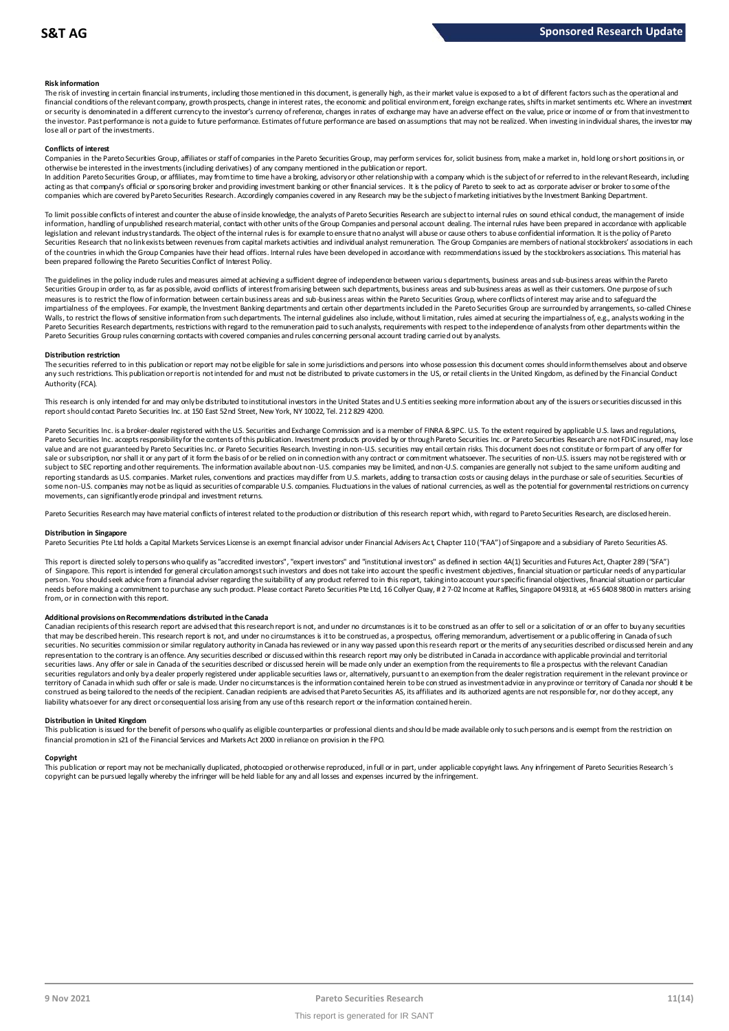**Risk information**

The risk of investing in certain financial instruments, including those mentioned in this document, is generally high, as their market value is exposed to a lot of different factors such as the operational and financial conditions of the relevant company, growth prospects, change in interest rates, the economic and political environment, foreign exchange rates, shifts in market sentiments etc. Where an investment or security is denominated in a different currency to the investor's currency of reference, changes in rates of exchange may have an adverse effect on the value, price or income of or from that investment to the investor. Past performance is not a guide to future performance. Estimates of future performance are based on assumptions that may not be realized. When investing in individual shares, the investor may lose all or part of the investments.

**Conflicts of interest**

Companies in the Pareto Securities Group, affiliates or staff of companies in the Pareto Securities Group, may perform services for, solicit business from, make a market in, hold long or short positions in, or otherwise be interested in the investments (including derivatives) of any company mentioned in the publication or report.

In addition Pareto Securities Group, or affiliates, may from time to time have a broking, advisory or other relationship with a company which is the subject of or referred to in the relevant Research, including acting as that company's official or sponsoring broker and providing investment banking or other financial services. It is the policy of Pareto to seek to act as corporate adviser or broker to some of the companies which are covered by Pareto Securities Research. Accordingly companies covered in any Research may be the subject of marketing initiatives by the Investment Banking Department.

To limit possible conflicts of interest and counter the abuse of inside knowledge, the analysts of Pareto Securities Research are subject to internal rules on sound ethical conduct, the management of inside information, handling of unpublished research material, contact with other units of the Group Companies and personal account dealing. The internal rules have been prepared in accordance with applicable legislation and relevant industry standards. The object of the internal rules is for example to ensure that no analyst will abuse or cause others to abuse confidential information. It is the policy of Pareto Securities Research that no link exists between revenues from capital markets activities and individual analyst remuneration. The Group Companies are members of national stockbrokers' associations in each of the countries in which the Group Companies have their head offices. Internal rules have been developed in accordance with recommendations issued by the stockbrokers associations. This material has been prepared following the Pareto Securities Conflict of Interest Policy.

The guidelines in the policy include rules and measures aimed at achieving a sufficient degree of independence between various departments, business areas and sub-business areas within the Pareto Securities Group in order to, as far as possible, avoid conflicts of interest from arising between such departments, business areas and sub-business areas as well as their customers. One purpose of such measures is to restrict the flow of information between certain business areas and sub-business areas within the Pareto Securities Group, where conflicts of interest may arise and to safeguard the impartialness of the employees. For example, the Investment Banking departments and certain other departments included in the Pareto Securities Group are surrounded by arrangements, so-called Chinese Walls, to restrict the flows of sensitive information from such departments. The internal guidelines also include, without limitation, rules aimed at securing the impartialness of, e.g., analysts working in the Pareto Securities Research departments, restrictions with regard to the remuneration paid to such analysts, requirements with respect to the independence of analysts from other departments within the Pareto Securities Group rules concerning contacts with covered companies and rules concerning personal account trading carried out by analysts.

**Distribution restriction**

The securities referred to in this publication or report may not be eligible for sale in some jurisdictions and persons into whose possession this document comes should inform themselves about and observe any such restrictions. This publication or report is not intended for and must not be distributed to private customers in the US, or retail clients in the United Kingdom, as defined by the Financial Conduct Authority (FCA).

This research is only intended for and may only be distributed to institutional investors in the United States and U.S entities seeking more information about any of the issuers or securities discussed in this report should contact Pareto Securities Inc. at 150 East 52nd Street, New York, NY 10022, Tel. 212 829 4200.

Pareto Securities Inc. is a broker-dealer registered with the U.S. Securities and Exchange Commission and is a member of FINRA & SIPC. U.S. To the extent required by applicable U.S. laws and regulations, Pareto Securities Inc. accepts responsibility for the contents of this publication. Investment products provided by or through Pareto Securities Inc. or Pareto Securities Research are not FDIC insured, may lose value and are not guaranteed by Pareto Securities Inc. or Pareto Securities Research. Investing in non-U.S. securities may entail certain risks. This document does not constitute or form part of any offer for sale or subscription, nor shall it or any part of it form the basis of or be relied on in connection with any contract or commitment whatsoever. The securities of non-U.S. issuers may not be registered with or subject to SEC reporting and other requirements. The information available about non-U.S. companies may be limited, and non-U.S. companies are generally not subject to the same uniform auditing and reporting standards as U.S. companies. Market rules, conventions and practices may differ from U.S. markets, adding to transaction costs or causing delays in the purchase or sale of securities. Securities of some non-U.S. companies may not be as liquid as securities of comparable U.S. companies. Fluctuations in the values of national currencies, as well as the potential for governmental restrictions on currency movements, can significantly erode principal and investment returns.

Pareto Securities Research may have material conflicts of interest related to the production or distribution of this research report which, with regard to Pareto Securities Research, are disclosed herein.

**Distribution in Singapore**

Pareto Securities Pte Ltd holds a Capital Markets Services License is an exempt financial advisor under Financial Advisers Act, Chapter 110 ("FAA") of Singapore and a subsidiary of Pareto Securities AS.

This report is directed solely to persons who qualify as "accredited investors", "expert investors" and "institutional investors" as defined in section 4A(1) Securities and Futures Act, Chapter 289 ("SFA") of Singapore. This report is intended for general circulation amongst such investors and does not take into account the specific investment objectives, financial situation or particular needs of any particular person. You should seek advice from a financial adviser regarding the suitability of any product referred to in this report, taking into account your specific financial objectives, financial situation or particular needs before making a commitment to purchase any such product. Please contact Pareto Securities Pte Ltd, 16 Collyer Quay, # 27-02 Income at Raffles, Singapore 049318, at +65 6408 9800 in matters arising from, or in connection with this report.

**Additional provisions on Recommendations distributed in the Canada**

Canadian recipients of this research report are advised that this research report is not, and under no circumstances is it to be construed as an offer to sell or a solicitation of or an offer to buy any securities that may be described herein. This research report is not, and under no circumstances is it to be construed as, a prospectus, offering memorandum, advertisement or a public offering in Canada of such securities. No securities commission or similar regulatory authority in Canada has reviewed or in any way passed upon this research report or the merits of any securities described or discussed herein and any representation to the contrary is an offence. Any securities described or discussed within this research report may only be distributed in Canada in accordance with applicable provincial and territorial securities laws. Any offer or sale in Canada of the securities described or discussed herein will be made only under an exemption from the requirements to file a prospectus with the relevant Canadian securities regulators and only by a dealer properly registered under applicable securities laws or, alternatively, pursuant to an exemption from the dealer registration requirement in the relevant province or territory of Canada in which such offer or sale is made. Under no circumstances is the information contained herein to be construed as investment advice in any province or territory of Canada nor should it be construed as being tailored to the needs of the recipient. Canadian recipients are advised that Pareto Securities AS, its affiliates and its authorized agents are not responsible for, nor do they accept, any liability whatsoever for any direct or consequential loss arising from any use of this research report or the information contained herein.

**Distribution in United Kingdom**

This publication is issued for the benefit of persons who qualify as eligible counterparties or professional clients and should be made available only to such persons and is exempt from the restriction on financial promotion in s21 of the Financial Services and Markets Act 2000 in reliance on provision in the FPO.

**Copyright**

This publication or report may not be mechanically duplicated, photocopied or otherwise reproduced, in full or in part, under applicable copyright laws. Any infringement of Pareto Securities Research´s copyright can be pursued legally whereby the infringer will be held liable for any and all losses and expenses incurred by the infringement.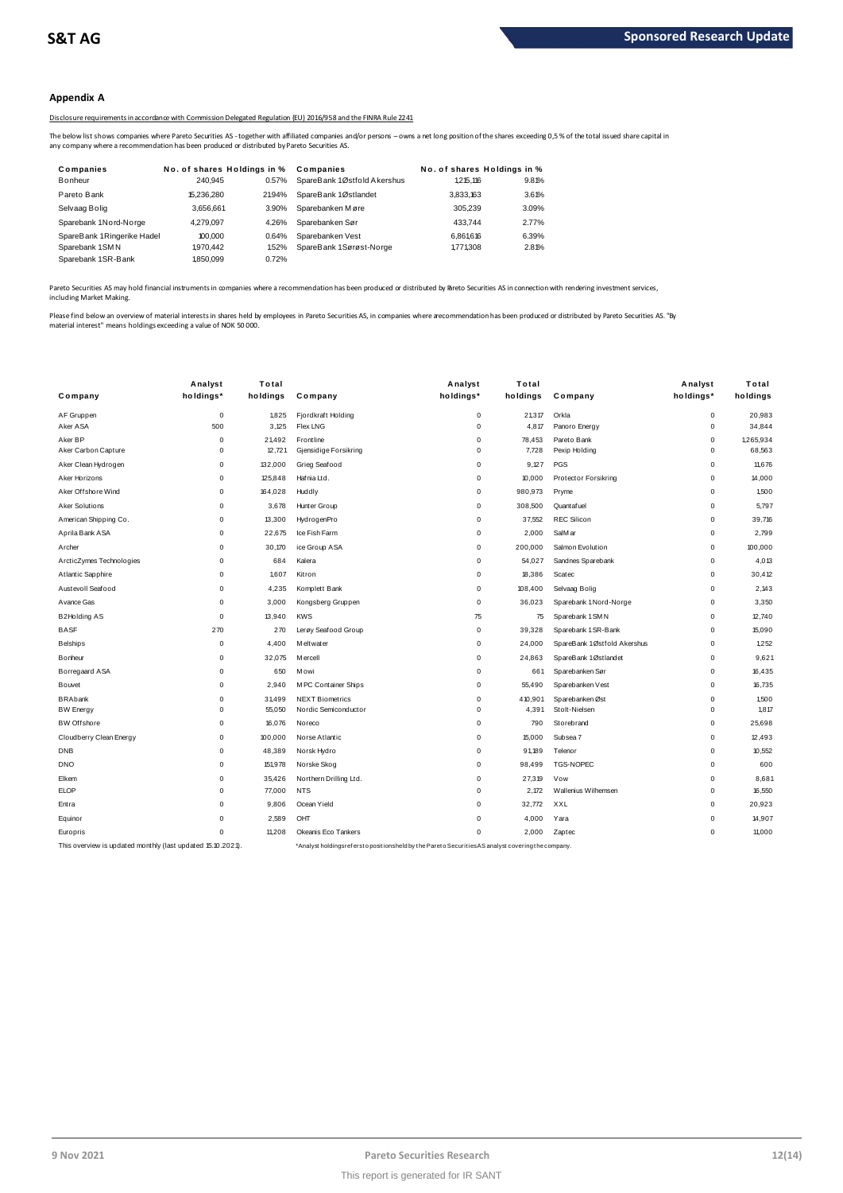## Appendix A

Disclosure requirements in accordance with Commission Delegated Regulation (EU) 2016/958 and the FINRA Rule 2241

The below list shows companies where Pareto Securities AS - together with affiliated companies and/or persons – owns a net long position of the shares exceeding 0,5 % of the total issued share capital in any company where a recommendation has been produced or distributed by Pareto Securities AS.

| Companies | No. of shares | Holdings in % | Companies | No. of shares | Holdings in % |
|---|---|---|---|---|---|
| Bonheur | 240,945 | 0.57% | SpareBank 1Østfold Akershus | 1,215,116 | 9.81% |
| Pareto Bank | 15,236,280 | 21.94% | SpareBank 1Østlandet | 3,833,163 | 3.61% |
| Selvaag Bolig | 3,656,661 | 3.90% | Sparebanken Møre | 305,239 | 3.09% |
| Sparebank 1Nord-Norge | 4,279,097 | 4.26% | Sparebanken Sør | 433,744 | 2.77% |
| SpareBank 1Ringerike Hadel | 100,000 | 0.64% | Sparebanken Vest | 6,861,616 | 6.39% |
| Sparebank 1SMN | 1,970,442 | 1.52% | SpareBank 1Sørøst-Norge | 1,771,308 | 2.81% |
| Sparebank 1SR-Bank | 1,850,099 | 0.72% | | | |

Pareto Securities AS may hold financial instruments in companies where a recommendation has been produced or distributed by Pareto Securities AS in connection with rendering investment services, including Market Making.

Please find below an overview of material interests in shares held by employees in Pareto Securities AS, in companies where a recommendation has been produced or distributed by Pareto Securities AS. "By material interest" means holdings exceeding a value of NOK 50 000.

| Company | Analyst holdings* | Total holdings | Company | Analyst holdings* | Total holdings | Company | Analyst holdings* | Total holdings |
|---|---|---|---|---|---|---|---|---|
| AF Gruppen | 0 | 1,825 | Fjordkraft Holding | 0 | 21,317 | Orkla | 0 | 20,983 |
| Aker ASA | 500 | 3,125 | Flex LNG | 0 | 4,817 | Panoro Energy | 0 | 34,844 |
| Aker BP | 0 | 21,492 | Frontline | 0 | 78,453 | Pareto Bank | 0 | 1,265,934 |
| Aker Carbon Capture | 0 | 12,721 | Gjensidige Forsikring | 0 | 7,728 | Pexip Holding | 0 | 68,563 |
| Aker Clean Hydrogen | 0 | 132,000 | Grieg Seafood | 0 | 9,127 | PGS | 0 | 11,676 |
| Aker Horizons | 0 | 125,848 | Hafnia Ltd. | 0 | 10,000 | Protector Forsikring | 0 | 14,000 |
| Aker Offshore Wind | 0 | 164,028 | Huddly | 0 | 980,973 | Pryme | 0 | 1,500 |
| Aker Solutions | 0 | 3,678 | Hunter Group | 0 | 308,500 | Quantafuel | 0 | 5,797 |
| American Shipping Co. | 0 | 13,300 | HydrogenPro | 0 | 37,552 | REC Silicon | 0 | 39,716 |
| Aprila Bank ASA | 0 | 22,675 | Ice Fish Farm | 0 | 2,000 | SalMar | 0 | 2,799 |
| Archer | 0 | 30,170 | ice Group ASA | 0 | 200,000 | Salmon Evolution | 0 | 100,000 |
| ArcticZymes Technologies | 0 | 684 | Kalera | 0 | 54,027 | Sandnes Sparebank | 0 | 4,013 |
| Atlantic Sapphire | 0 | 1,607 | Kitron | 0 | 18,386 | Scatec | 0 | 30,412 |
| Austevoll Seafood | 0 | 4,235 | Komplett Bank | 0 | 108,400 | Selvaag Bolig | 0 | 2,143 |
| Avance Gas | 0 | 3,000 | Kongsberg Gruppen | 0 | 36,023 | Sparebank 1Nord-Norge | 0 | 3,350 |
| B2Holding AS | 0 | 13,940 | KWS | 75 | 75 | Sparebank 1SMN | 0 | 12,740 |
| BASF | 270 | 270 | Lerøy Seafood Group | 0 | 39,328 | Sparebank 1SR-Bank | 0 | 15,090 |
| Belships | 0 | 4,400 | Meltwater | 0 | 24,000 | SpareBank 1Østfold Akershus | 0 | 1,252 |
| Bonheur | 0 | 32,075 | Mercell | 0 | 24,863 | SpareBank 1Østlandet | 0 | 9,621 |
| Borregaard ASA | 0 | 650 | Mowi | 0 | 661 | Sparebanken Sør | 0 | 16,435 |
| Bouvet | 0 | 2,940 | MPC Container Ships | 0 | 55,490 | Sparebanken Vest | 0 | 16,735 |
| BRAbank | 0 | 31,499 | NEXT Biometrics | 0 | 410,901 | Sparebanken Øst | 0 | 1,500 |
| BW Energy | 0 | 55,050 | Nordic Semiconductor | 0 | 4,391 | Stolt-Nielsen | 0 | 1,817 |
| BW Offshore | 0 | 16,076 | Noreco | 0 | 790 | Storebrand | 0 | 25,698 |
| Cloudberry Clean Energy | 0 | 100,000 | Norse Atlantic | 0 | 15,000 | Subsea 7 | 0 | 12,493 |
| DNB | 0 | 48,389 | Norsk Hydro | 0 | 91,189 | Telenor | 0 | 10,552 |
| DNO | 0 | 151,978 | Norske Skog | 0 | 98,499 | TGS-NOPEC | 0 | 600 |
| Elkem | 0 | 35,426 | Northern Drilling Ltd. | 0 | 27,319 | Vow | 0 | 8,681 |
| ELOP | 0 | 77,000 | NTS | 0 | 2,172 | Wallenius Wilhemsen | 0 | 16,550 |
| Entra | 0 | 9,806 | Ocean Yield | 0 | 32,772 | XXL | 0 | 20,923 |
| Equinor | 0 | 2,589 | OHT | 0 | 4,000 | Yara | 0 | 14,907 |
| Europris | 0 | 11,208 | Okeanis Eco Tankers | 0 | 2,000 | Zaptec | 0 | 11,000 |

This overview is updated monthly (last updated 15.10.2021).

*Analyst holdings refers to positions held by the Pareto Securities AS analyst covering the company.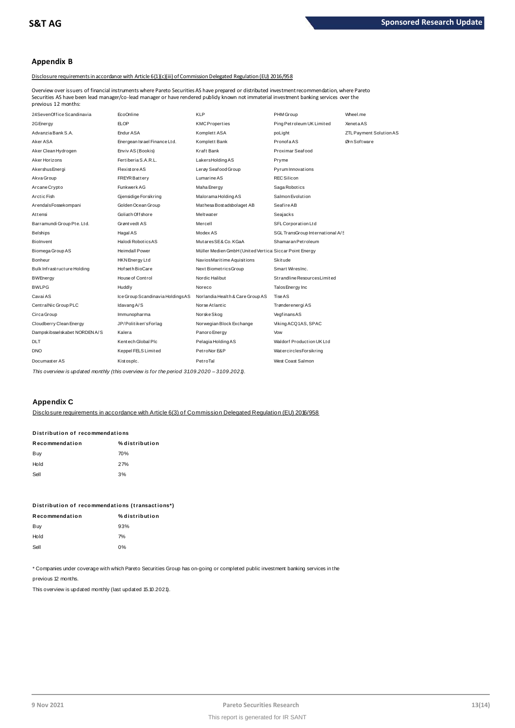## Appendix B

Disclosure requirements in accordance with Article 6(1)(c)(iii) of Commission Delegated Regulation (EU) 2016/958

Overview over issuers of financial instruments where Pareto Securities AS have prepared or distributed investment recommendation, where Pareto Securities AS have been lead manager/co-lead manager or have rendered publicly known not immaterial investment banking services over the previous 12 months:

| | | | | |
|---|---|---|---|---|
| 24SevenOffice Scandinavia | EcoOnline | KLP | PHM Group | Wheel.me |
| 2G Energy | ELOP | KMC Properties | Ping Petroleum UK Limited | Xeneta AS |
| Advanzia Bank S.A. | Endur ASA | Komplett ASA | poLight | ZTL Payment Solution AS |
| Aker ASA | Energean Israel Finance Ltd. | Komplett Bank | Pronofa AS | Ørn Software |
| Aker Clean Hydrogen | Enviv AS (Bookis) | Kraft Bank | Proximar Seafood | |
| Aker Horizons | Fertiberia S.A.R.L. | Lakers Holding AS | Pryme | |
| Akershus Energi | Flexistore AS | Lerøy Seafood Group | Pyrum Innovations | |
| Akva Group | FREYR Battery | Lumarine AS | REC Silicon | |
| Arcane Crypto | Funkwerk AG | Maha Energy | Saga Robotics | |
| Arctic Fish | Gjensidige Forsikring | Malorama Holding AS | Salmon Evolution | |
| Arendals Fossekompani | Golden Ocean Group | Mathesa Bostadsbolaget AB | Seafire AB | |
| Attensi | Goliath Offshore | Meltwater | Seajacks | |
| Barramundi Group Pte. Ltd. | Grøntvedt AS | Mercell | SFL Corporation Ltd | |
| Belships | Hagal AS | Modex AS | SGL TransGroup International A/S | |
| BioInvent | Halodi Robotics AS | Mutares SE & Co. KGaA | Shamaran Petroleum | |
| Biomega Group AS | Heimdall Power | Müller Medien GmbH (United Vertical Media GmbH) | Siccar Point Energy | |
| Bonheur | HKN Energy Ltd | Navios Maritime Aquisitions | Skitude | |
| Bulk Infrastructure Holding | Hofseth BioCare | Next Biometrics Group | Smart Wires Inc. | |
| BW Energy | House of Control | Nordic Halibut | Strandline Resources Limited | |
| BW LPG | Huddly | Noreco | Talos Energy Inc | |
| Cavai AS | Ice Group Scandinavia Holdings AS | Norlandia Health & Care Group AS | Tise AS | |
| CentralNic Group PLC | Idavang A/S | Norse Atlantic | Trønderenergi AS | |
| Circa Group | Immunopharma | Norske Skog | Vegfinans AS | |
| Cloudberry Clean Energy | JP/Politiken's Forlag | Norwegian Block Exchange | Viking ACQ 1 AS, SPAC | |
| Dampskibsselskabet NORDEN A/S | Kalera | Panoro Energy | Vow | |
| DLT | Kentech Global Plc | Pelagia Holding AS | Waldorf Production UK Ltd | |
| DNO | Keppel FELS Limited | PetroNor E&P | Watercircles Forsikring | |
| Documaster AS | Kistos plc. | PetroTal | West Coast Salmon | |

*This overview is updated monthly (this overview is for the period 31.09.2020 – 31.09.2021).*

## Appendix C

Disclosure requirements in accordance with Article 6(3) of Commission Delegated Regulation (EU) 2016/958

**Distribution of recommendations**

| Recommendation | % distribution |
|---|---|
| Buy | 70% |
| Hold | 27% |
| Sell | 3% |

**Distribution of recommendations (transactions*)**

| Recommendation | % distribution |
|---|---|
| Buy | 93% |
| Hold | 7% |
| Sell | 0% |

* Companies under coverage with which Pareto Securities Group has on-going or completed public investment banking services in the previous 12 months.

This overview is updated monthly (last updated 15.10.2021).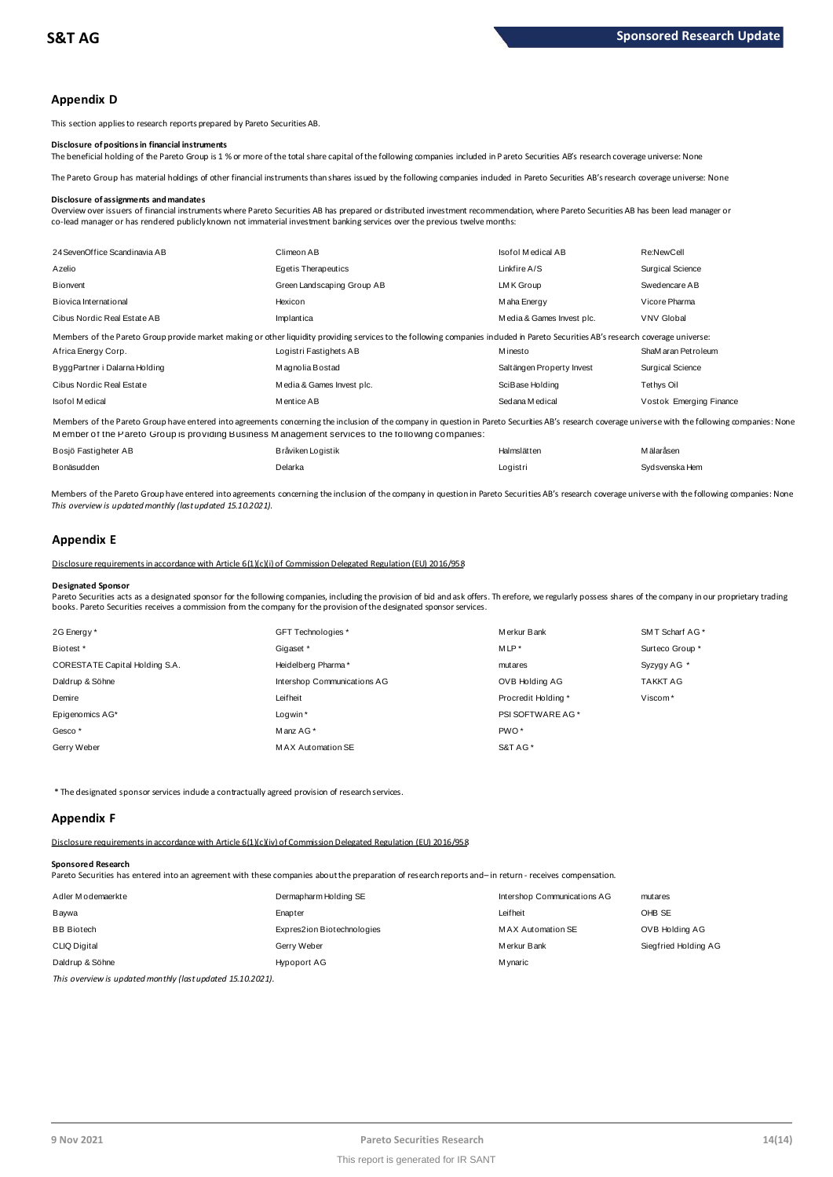## Appendix D

This section applies to research reports prepared by Pareto Securities AB.

**Disclosure of positions in financial instruments**

The beneficial holding of the Pareto Group is 1 % or more of the total share capital of the following companies included in Pareto Securities AB's research coverage universe: None

The Pareto Group has material holdings of other financial instruments than shares issued by the following companies included in Pareto Securities AB's research coverage universe: None

**Disclosure of assignments and mandates**

Overview over issuers of financial instruments where Pareto Securities AB has prepared or distributed investment recommendation, where Pareto Securities AB has been lead manager or co-lead manager or has rendered publicly known not immaterial investment banking services over the previous twelve months:

| | | | |
|---|---|---|---|
| 24SevenOffice Scandinavia AB | Climeon AB | Isofol Medical AB | Re:NewCell |
| Azelio | Egetis Therapeutics | Linkfire A/S | Surgical Science |
| Bionvent | Green Landscaping Group AB | LMK Group | Swedencare AB |
| Biovica International | Hexicon | Maha Energy | Vicore Pharma |
| Cibus Nordic Real Estate AB | Implantica | Media & Games Invest plc. | VNV Global |

Members of the Pareto Group provide market making or other liquidity providing services to the following companies included in Pareto Securities AB's research coverage universe:

| | | | |
|---|---|---|---|
| Africa Energy Corp. | Logistri Fastighets AB | Minesto | ShaMaran Petroleum |
| ByggPartner i Dalarna Holding | Magnolia Bostad | Saltängen Property Invest | Surgical Science |
| Cibus Nordic Real Estate | Media & Games Invest plc. | SciBase Holding | Tethys Oil |
| Isofol Medical | Mentice AB | Sedana Medical | Vostok Emerging Finance |

Members of the Pareto Group have entered into agreements concerning the inclusion of the company in question in Pareto Securities AB's research coverage universe with the following companies: None

Member of the Pareto Group is providing Business Management services to the following companies:

| | | | |
|---|---|---|---|
| Bosjö Fastigheter AB | Bråviken Logistik | Halmslätten | Mälaråsen |
| Bonäsudden | Delarka | Logistri | Sydsvenska Hem |

Members of the Pareto Group have entered into agreements concerning the inclusion of the company in question in Pareto Securities AB's research coverage universe with the following companies: None

*This overview is updated monthly (last updated 15.10.2021).*

## Appendix E

Disclosure requirements in accordance with Article 6(1)(c)(i) of Commission Delegated Regulation (EU) 2016/958

**Designated Sponsor**

Pareto Securities acts as a designated sponsor for the following companies, including the provision of bid and ask offers. Therefore, we regularly possess shares of the company in our proprietary trading books. Pareto Securities receives a commission from the company for the provision of the designated sponsor services.

| | | | |
|---|---|---|---|
| 2G Energy * | GFT Technologies * | Merkur Bank | SMT Scharf AG * |
| Biotest * | Gigaset * | MLP * | Surteco Group * |
| CORESTATE Capital Holding S.A. | Heidelberg Pharma * | mutares | Syzygy AG * |
| Daldrup & Söhne | Intershop Communications AG | OVB Holding AG | TAKKT AG |
| Demire | Leifheit | Procredit Holding * | Viscom * |
| Epigenomics AG* | Logwin * | PSI SOFTWARE AG * | |
| Gesco * | Manz AG * | PWO * | |
| Gerry Weber | MAX Automation SE | S&T AG * | |

\* The designated sponsor services include a contractually agreed provision of research services.

## Appendix F

Disclosure requirements in accordance with Article 6(1)(c)(iv) of Commission Delegated Regulation (EU) 2016/958

**Sponsored Research**

Pareto Securities has entered into an agreement with these companies about the preparation of research reports and – in return - receives compensation.

| | | | |
|---|---|---|---|
| Adler Modemaerkte | Dermapharm Holding SE | Intershop Communications AG | mutares |
| Baywa | Enapter | Leifheit | OHB SE |
| BB Biotech | Expres2ion Biotechnologies | MAX Automation SE | OVB Holding AG |
| CLIQ Digital | Gerry Weber | Merkur Bank | Siegfried Holding AG |
| Daldrup & Söhne | Hypoport AG | Mynaric | |

*This overview is updated monthly (last updated 15.10.2021).*